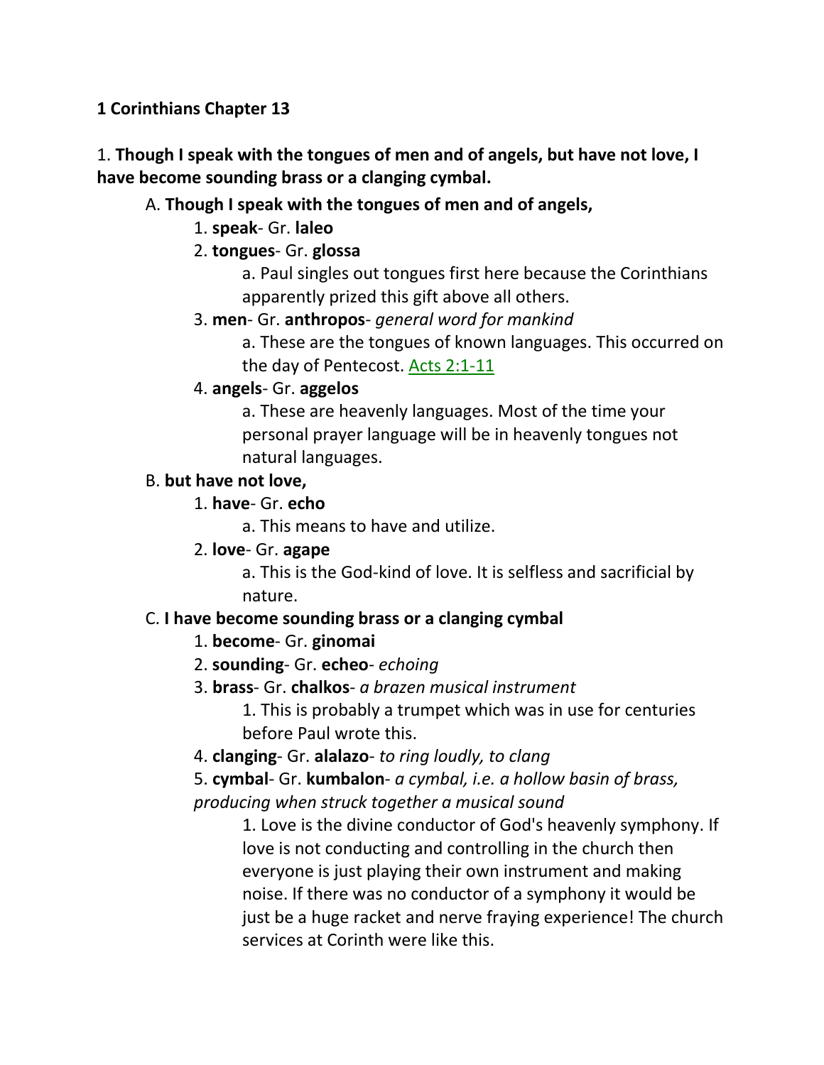**1 Corinthians Chapter 13**

1. **Though I speak with the tongues of men and of angels, but have not love, I have become sounding brass or a clanging cymbal.**

A. **Though I speak with the tongues of men and of angels,**

1. **speak**- Gr. **laleo**

2. **tongues**- Gr. **glossa**

a. Paul singles out tongues first here because the Corinthians apparently prized this gift above all others.

3. **men**- Gr. **anthropos**- *general word for mankind*

a. These are the tongues of known languages. This occurred on the day of Pentecost. Acts 2:1-11

4. **angels**- Gr. **aggelos**

a. These are heavenly languages. Most of the time your personal prayer language will be in heavenly tongues not natural languages.

B. **but have not love,**

1. **have**- Gr. **echo**

a. This means to have and utilize.

2. **love**- Gr. **agape**

a. This is the God-kind of love. It is selfless and sacrificial by nature.

C. **I have become sounding brass or a clanging cymbal**

1. **become**- Gr. **ginomai**

2. **sounding**- Gr. **echeo**- *echoing*

3. **brass**- Gr. **chalkos**- *a brazen musical instrument*

1. This is probably a trumpet which was in use for centuries before Paul wrote this.

4. **clanging**- Gr. **alalazo**- *to ring loudly, to clang*

5. **cymbal**- Gr. **kumbalon**- *a cymbal, i.e. a hollow basin of brass, producing when struck together a musical sound*

1. Love is the divine conductor of God's heavenly symphony. If love is not conducting and controlling in the church then everyone is just playing their own instrument and making noise. If there was no conductor of a symphony it would be just be a huge racket and nerve fraying experience! The church services at Corinth were like this.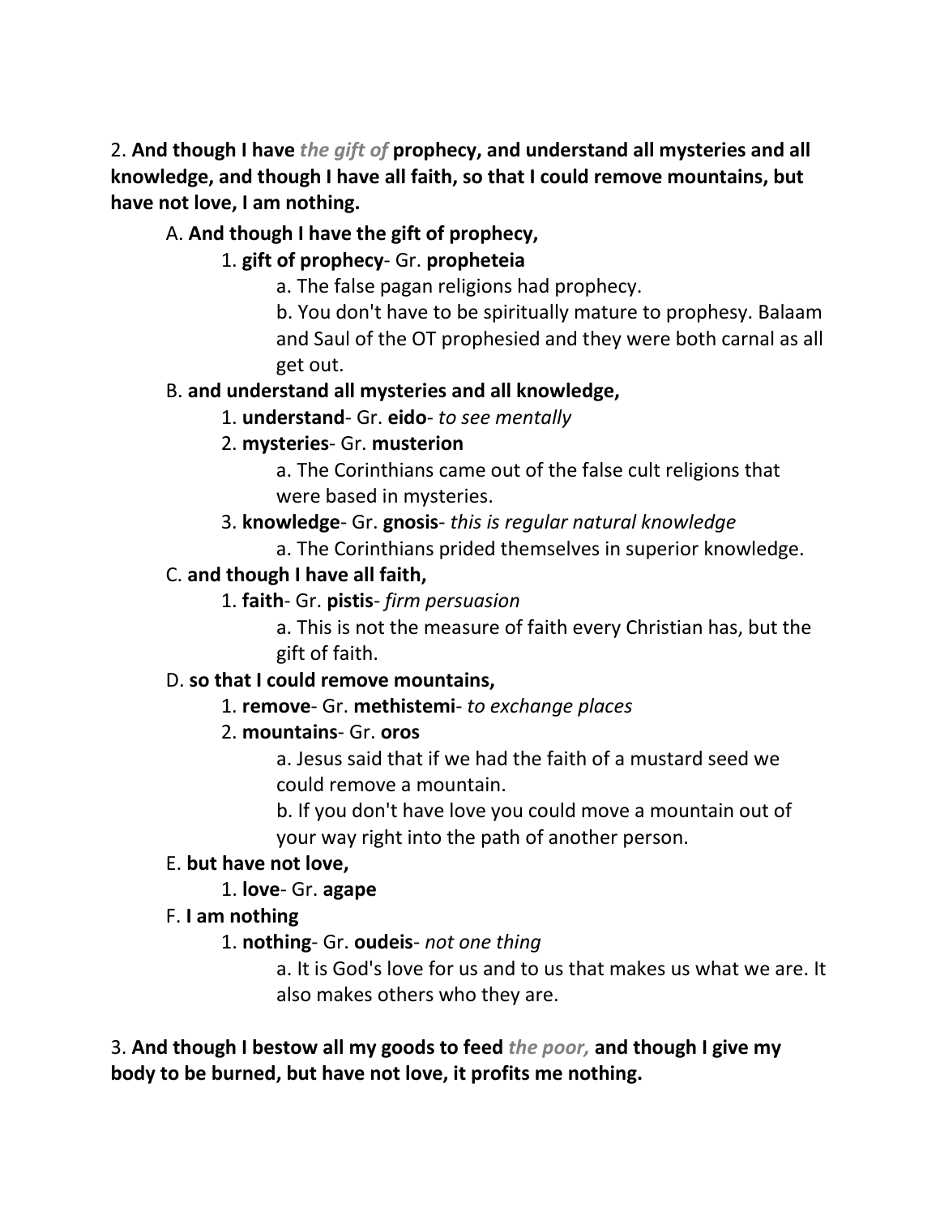2. **And though I have *the gift of* prophecy, and understand all mysteries and all knowledge, and though I have all faith, so that I could remove mountains, but have not love, I am nothing.**

A. **And though I have the gift of prophecy,**

1. **gift of prophecy**- Gr. **propheteia**

a. The false pagan religions had prophecy.

b. You don't have to be spiritually mature to prophesy. Balaam and Saul of the OT prophesied and they were both carnal as all get out.

B. **and understand all mysteries and all knowledge,**

1. **understand**- Gr. **eido**- *to see mentally*

2. **mysteries**- Gr. **musterion**

a. The Corinthians came out of the false cult religions that were based in mysteries.

3. **knowledge**- Gr. **gnosis**- *this is regular natural knowledge*

a. The Corinthians prided themselves in superior knowledge.

C. **and though I have all faith,**

1. **faith**- Gr. **pistis**- *firm persuasion*

a. This is not the measure of faith every Christian has, but the gift of faith.

D. **so that I could remove mountains,**

1. **remove**- Gr. **methistemi**- *to exchange places*

2. **mountains**- Gr. **oros**

a. Jesus said that if we had the faith of a mustard seed we could remove a mountain.

b. If you don't have love you could move a mountain out of your way right into the path of another person.

E. **but have not love,**

1. **love**- Gr. **agape**

F. **I am nothing**

1. **nothing**- Gr. **oudeis**- *not one thing*

a. It is God's love for us and to us that makes us what we are. It also makes others who they are.

3. **And though I bestow all my goods to feed *the poor,* and though I give my body to be burned, but have not love, it profits me nothing.**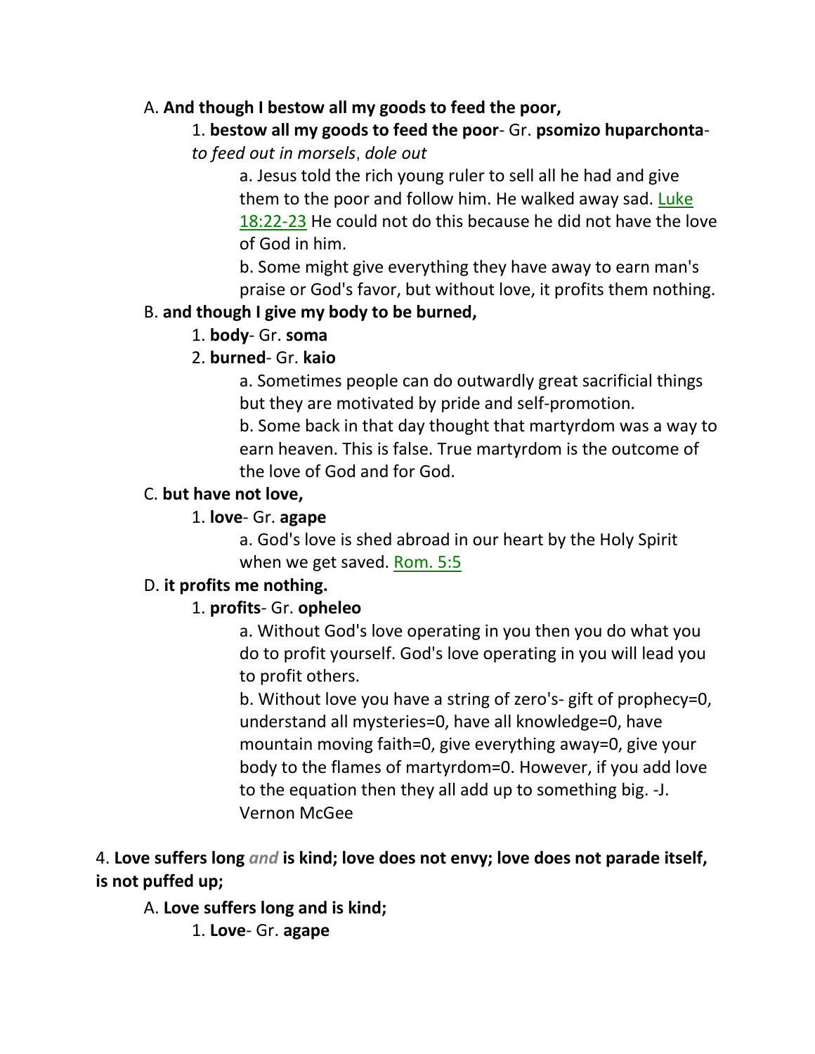A. **And though I bestow all my goods to feed the poor,**

1. **bestow all my goods to feed the poor**- Gr. **psomizo huparchonta**- *to feed out in morsels*, *dole out*

    a. Jesus told the rich young ruler to sell all he had and give them to the poor and follow him. He walked away sad. Luke 18:22-23 He could not do this because he did not have the love of God in him.

    b. Some might give everything they have away to earn man's praise or God's favor, but without love, it profits them nothing.

B. **and though I give my body to be burned,**

1. **body**- Gr. **soma**

2. **burned**- Gr. **kaio**

    a. Sometimes people can do outwardly great sacrificial things but they are motivated by pride and self-promotion.

    b. Some back in that day thought that martyrdom was a way to earn heaven. This is false. True martyrdom is the outcome of the love of God and for God.

C. **but have not love,**

1. **love**- Gr. **agape**

    a. God's love is shed abroad in our heart by the Holy Spirit when we get saved. Rom. 5:5

D. **it profits me nothing.**

1. **profits**- Gr. **opheleo**

    a. Without God's love operating in you then you do what you do to profit yourself. God's love operating in you will lead you to profit others.

    b. Without love you have a string of zero's- gift of prophecy=0, understand all mysteries=0, have all knowledge=0, have mountain moving faith=0, give everything away=0, give your body to the flames of martyrdom=0. However, if you add love to the equation then they all add up to something big. -J. Vernon McGee

4. **Love suffers long** ***and*** **is kind; love does not envy; love does not parade itself, is not puffed up;**

A. **Love suffers long and is kind;**

1. **Love**- Gr. **agape**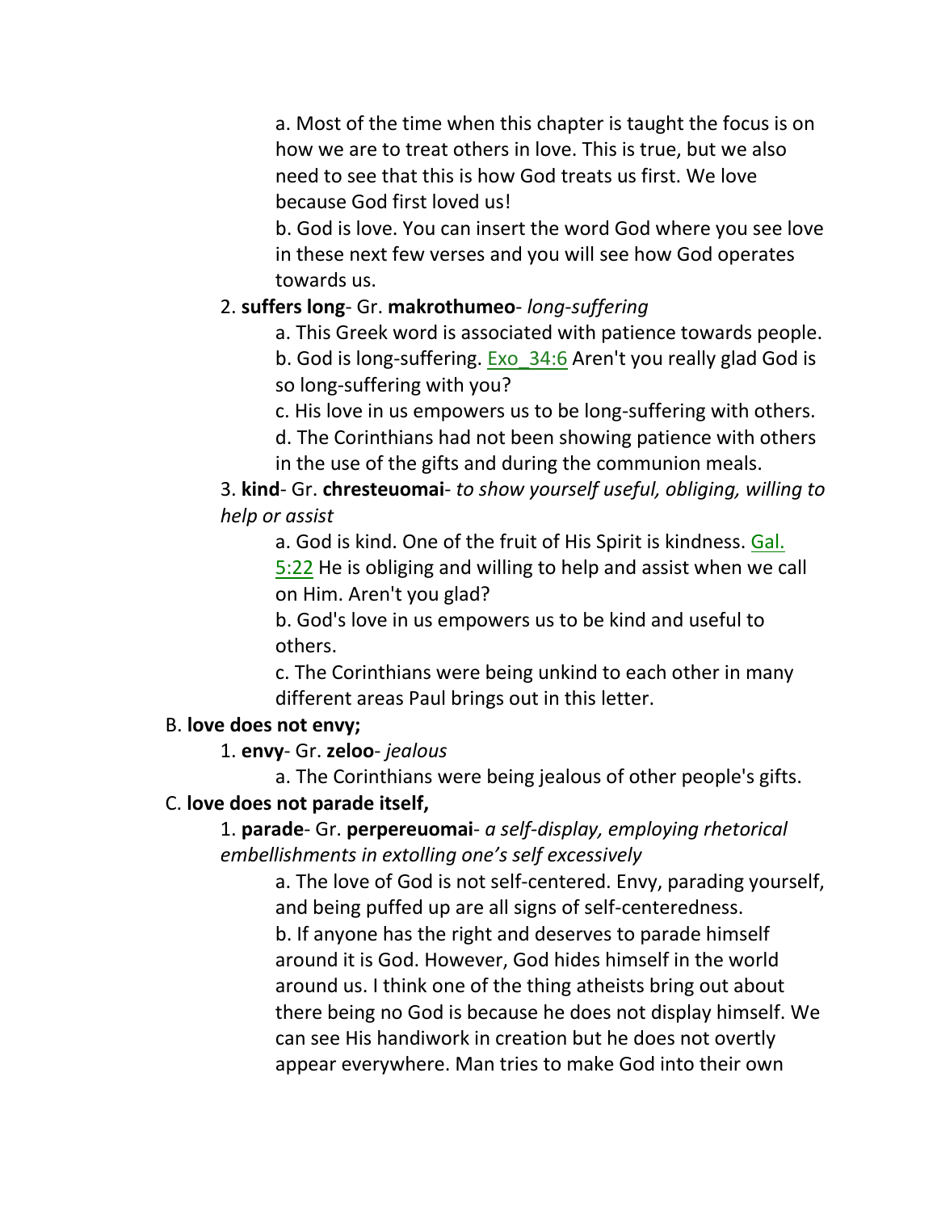a. Most of the time when this chapter is taught the focus is on how we are to treat others in love. This is true, but we also need to see that this is how God treats us first. We love because God first loved us!

b. God is love. You can insert the word God where you see love in these next few verses and you will see how God operates towards us.

2. **suffers long**- Gr. **makrothumeo**- *long-suffering*

a. This Greek word is associated with patience towards people.

b. God is long-suffering. Exo_34:6 Aren't you really glad God is so long-suffering with you?

c. His love in us empowers us to be long-suffering with others.

d. The Corinthians had not been showing patience with others in the use of the gifts and during the communion meals.

3. **kind**- Gr. **chresteuomai**- *to show yourself useful, obliging, willing to help or assist*

a. God is kind. One of the fruit of His Spirit is kindness. Gal. 5:22 He is obliging and willing to help and assist when we call on Him. Aren't you glad?

b. God's love in us empowers us to be kind and useful to others.

c. The Corinthians were being unkind to each other in many different areas Paul brings out in this letter.

B. **love does not envy;**

1. **envy**- Gr. **zeloo**- *jealous*

a. The Corinthians were being jealous of other people's gifts.

C. **love does not parade itself,**

1. **parade**- Gr. **perpereuomai**- *a self-display, employing rhetorical embellishments in extolling one's self excessively*

a. The love of God is not self-centered. Envy, parading yourself, and being puffed up are all signs of self-centeredness.

b. If anyone has the right and deserves to parade himself around it is God. However, God hides himself in the world around us. I think one of the thing atheists bring out about there being no God is because he does not display himself. We can see His handiwork in creation but he does not overtly appear everywhere. Man tries to make God into their own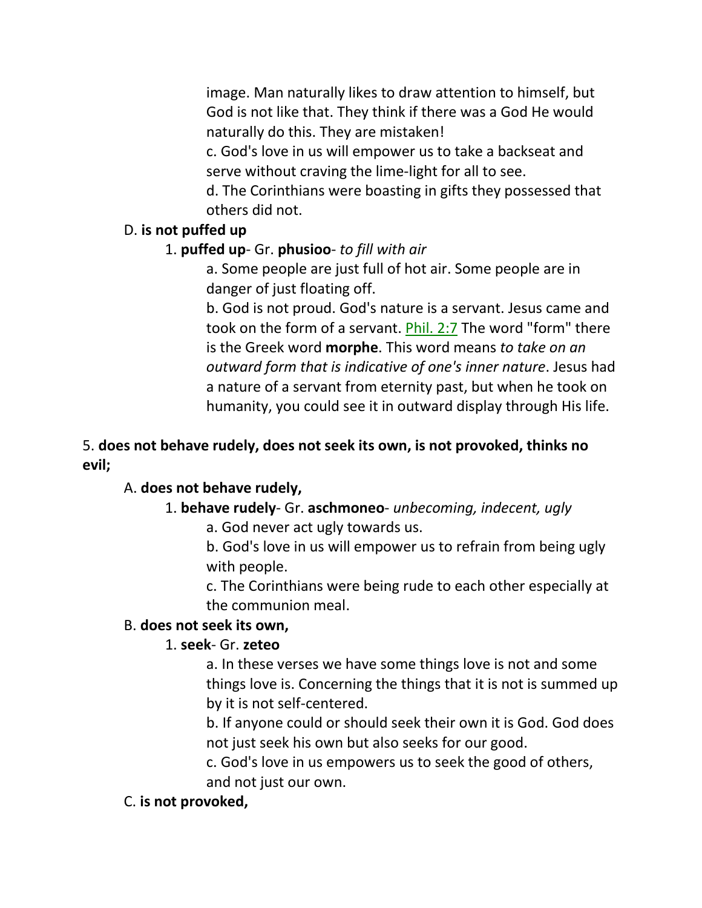image. Man naturally likes to draw attention to himself, but God is not like that. They think if there was a God He would naturally do this. They are mistaken!

c. God's love in us will empower us to take a backseat and serve without craving the lime-light for all to see.

d. The Corinthians were boasting in gifts they possessed that others did not.

D. **is not puffed up**

1. **puffed up**- Gr. **phusioo**- *to fill with air*

a. Some people are just full of hot air. Some people are in danger of just floating off.

b. God is not proud. God's nature is a servant. Jesus came and took on the form of a servant. Phil. 2:7 The word "form" there is the Greek word **morphe**. This word means *to take on an outward form that is indicative of one's inner nature*. Jesus had a nature of a servant from eternity past, but when he took on humanity, you could see it in outward display through His life.

5. **does not behave rudely, does not seek its own, is not provoked, thinks no evil;**

A. **does not behave rudely,**

1. **behave rudely**- Gr. **aschmoneo**- *unbecoming, indecent, ugly*

a. God never act ugly towards us.

b. God's love in us will empower us to refrain from being ugly with people.

c. The Corinthians were being rude to each other especially at the communion meal.

B. **does not seek its own,**

1. **seek**- Gr. **zeteo**

a. In these verses we have some things love is not and some things love is. Concerning the things that it is not is summed up by it is not self-centered.

b. If anyone could or should seek their own it is God. God does not just seek his own but also seeks for our good.

c. God's love in us empowers us to seek the good of others, and not just our own.

C. **is not provoked,**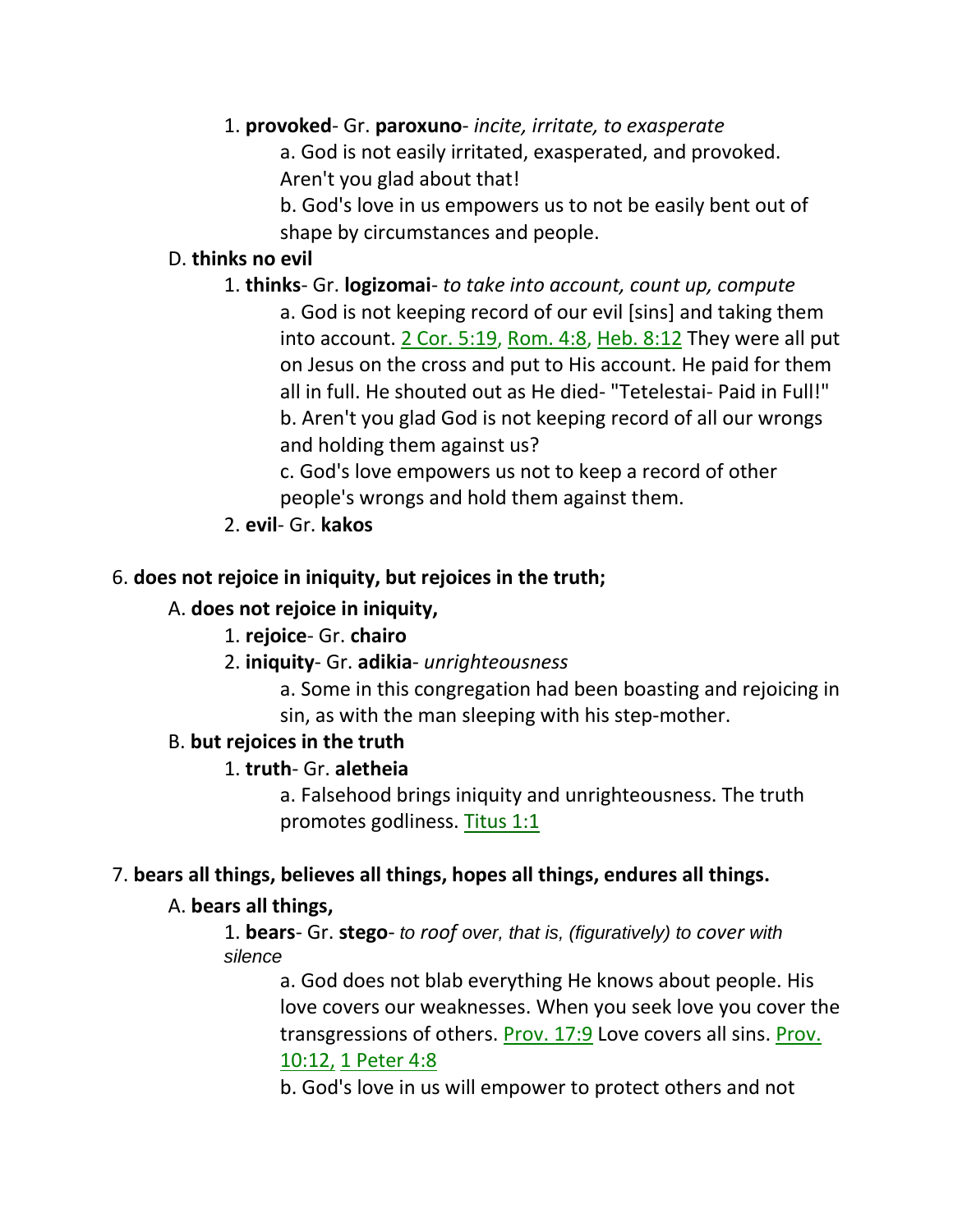1. **provoked**- Gr. **paroxuno**- *incite, irritate, to exasperate*

    a. God is not easily irritated, exasperated, and provoked. Aren't you glad about that!

    b. God's love in us empowers us to not be easily bent out of shape by circumstances and people.

D. **thinks no evil**

1. **thinks**- Gr. **logizomai**- *to take into account, count up, compute*

    a. God is not keeping record of our evil [sins] and taking them into account. 2 Cor. 5:19, Rom. 4:8, Heb. 8:12 They were all put on Jesus on the cross and put to His account. He paid for them all in full. He shouted out as He died- "Tetelestai- Paid in Full!"

    b. Aren't you glad God is not keeping record of all our wrongs and holding them against us?

    c. God's love empowers us not to keep a record of other people's wrongs and hold them against them.

2. **evil**- Gr. **kakos**

6. **does not rejoice in iniquity, but rejoices in the truth;**

A. **does not rejoice in iniquity,**

1. **rejoice**- Gr. **chairo**

2. **iniquity**- Gr. **adikia**- *unrighteousness*

    a. Some in this congregation had been boasting and rejoicing in sin, as with the man sleeping with his step-mother.

B. **but rejoices in the truth**

1. **truth**- Gr. **aletheia**

    a. Falsehood brings iniquity and unrighteousness. The truth promotes godliness. Titus 1:1

7. **bears all things, believes all things, hopes all things, endures all things.**

A. **bears all things,**

1. **bears**- Gr. **stego**- *to roof over, that is, (figuratively) to cover with silence*

    a. God does not blab everything He knows about people. His love covers our weaknesses. When you seek love you cover the transgressions of others. Prov. 17:9 Love covers all sins. Prov. 10:12, 1 Peter 4:8

    b. God's love in us will empower to protect others and not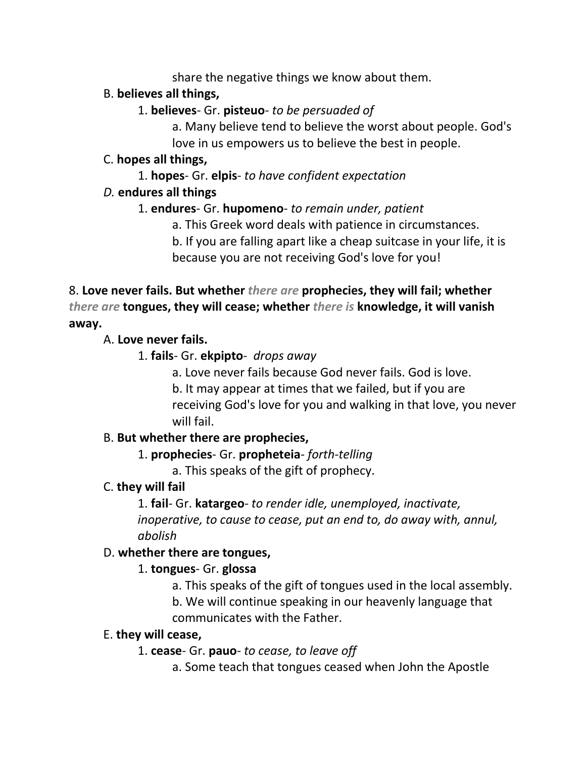share the negative things we know about them.

B. **believes all things,**

1. **believes**- Gr. **pisteuo**- *to be persuaded of*

a. Many believe tend to believe the worst about people. God's love in us empowers us to believe the best in people.

C. **hopes all things,**

1. **hopes**- Gr. **elpis**- *to have confident expectation*

*D.* **endures all things**

1. **endures**- Gr. **hupomeno**- *to remain under, patient*

a. This Greek word deals with patience in circumstances.

b. If you are falling apart like a cheap suitcase in your life, it is because you are not receiving God's love for you!

8. **Love never fails. But whether** ***there are*** **prophecies, they will fail; whether** ***there are*** **tongues, they will cease; whether** ***there is*** **knowledge, it will vanish away.**

A. **Love never fails.**

1. **fails**- Gr. **ekpipto**- *drops away*

a. Love never fails because God never fails. God is love.

b. It may appear at times that we failed, but if you are receiving God's love for you and walking in that love, you never will fail.

B. **But whether there are prophecies,**

1. **prophecies**- Gr. **propheteia**- *forth-telling*

a. This speaks of the gift of prophecy.

C. **they will fail**

1. **fail**- Gr. **katargeo**- *to render idle, unemployed, inactivate, inoperative, to cause to cease, put an end to, do away with, annul, abolish*

D. **whether there are tongues,**

1. **tongues**- Gr. **glossa**

a. This speaks of the gift of tongues used in the local assembly.

b. We will continue speaking in our heavenly language that communicates with the Father.

E. **they will cease,**

1. **cease**- Gr. **pauo**- *to cease, to leave off*

a. Some teach that tongues ceased when John the Apostle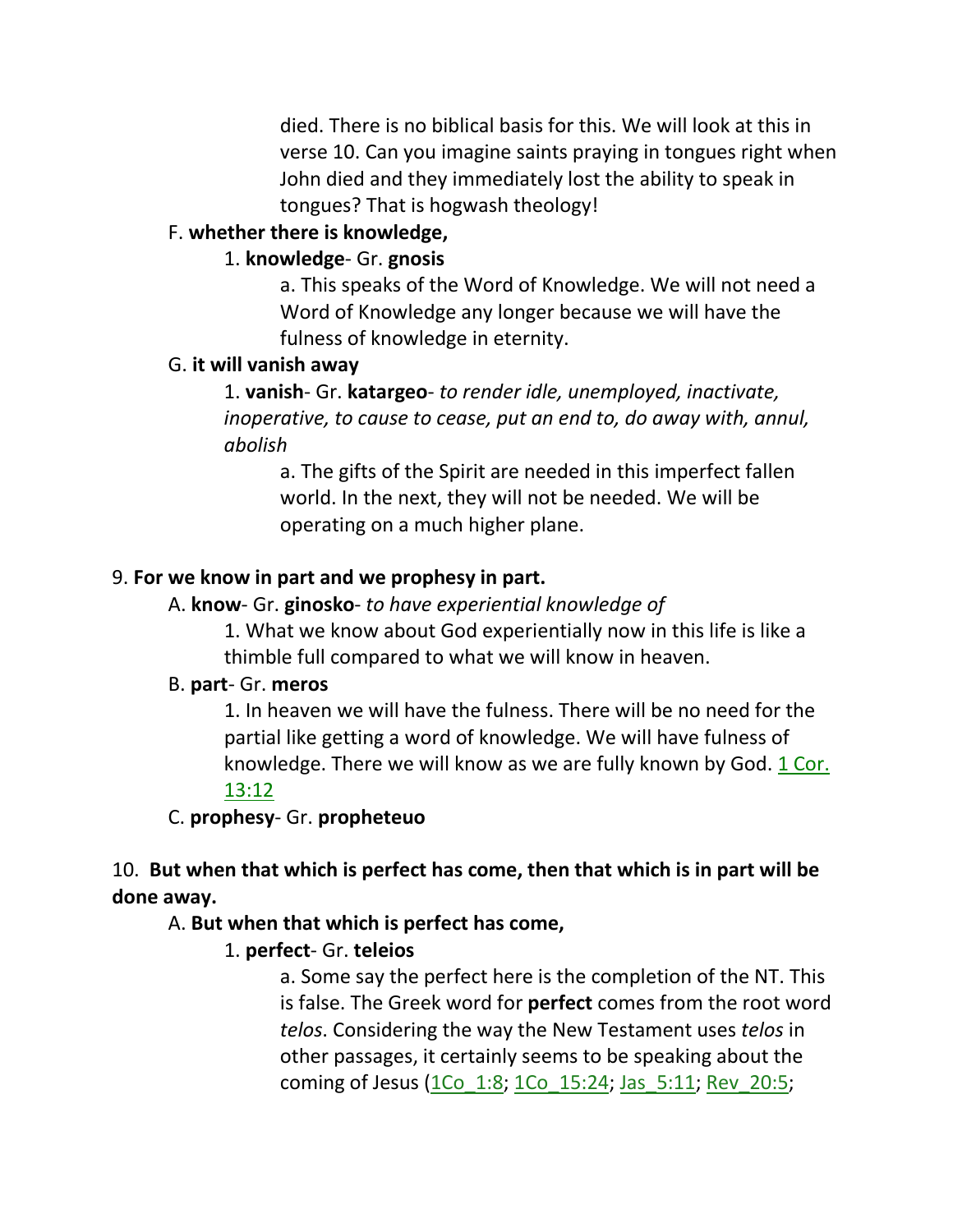died. There is no biblical basis for this. We will look at this in verse 10. Can you imagine saints praying in tongues right when John died and they immediately lost the ability to speak in tongues? That is hogwash theology!

F. **whether there is knowledge,**

1. **knowledge**- Gr. **gnosis**

a. This speaks of the Word of Knowledge. We will not need a Word of Knowledge any longer because we will have the fulness of knowledge in eternity.

G. **it will vanish away**

1. **vanish**- Gr. **katargeo**- *to render idle, unemployed, inactivate, inoperative, to cause to cease, put an end to, do away with, annul, abolish*

a. The gifts of the Spirit are needed in this imperfect fallen world. In the next, they will not be needed. We will be operating on a much higher plane.

9. **For we know in part and we prophesy in part.**

A. **know**- Gr. **ginosko**- *to have experiential knowledge of*

1. What we know about God experientially now in this life is like a thimble full compared to what we will know in heaven.

B. **part**- Gr. **meros**

1. In heaven we will have the fulness. There will be no need for the partial like getting a word of knowledge. We will have fulness of knowledge. There we will know as we are fully known by God. 1 Cor. 13:12

C. **prophesy**- Gr. **propheteuo**

10. **But when that which is perfect has come, then that which is in part will be done away.**

A. **But when that which is perfect has come,**

1. **perfect**- Gr. **teleios**

a. Some say the perfect here is the completion of the NT. This is false. The Greek word for **perfect** comes from the root word *telos*. Considering the way the New Testament uses *telos* in other passages, it certainly seems to be speaking about the coming of Jesus (1Co_1:8; 1Co_15:24; Jas_5:11; Rev_20:5;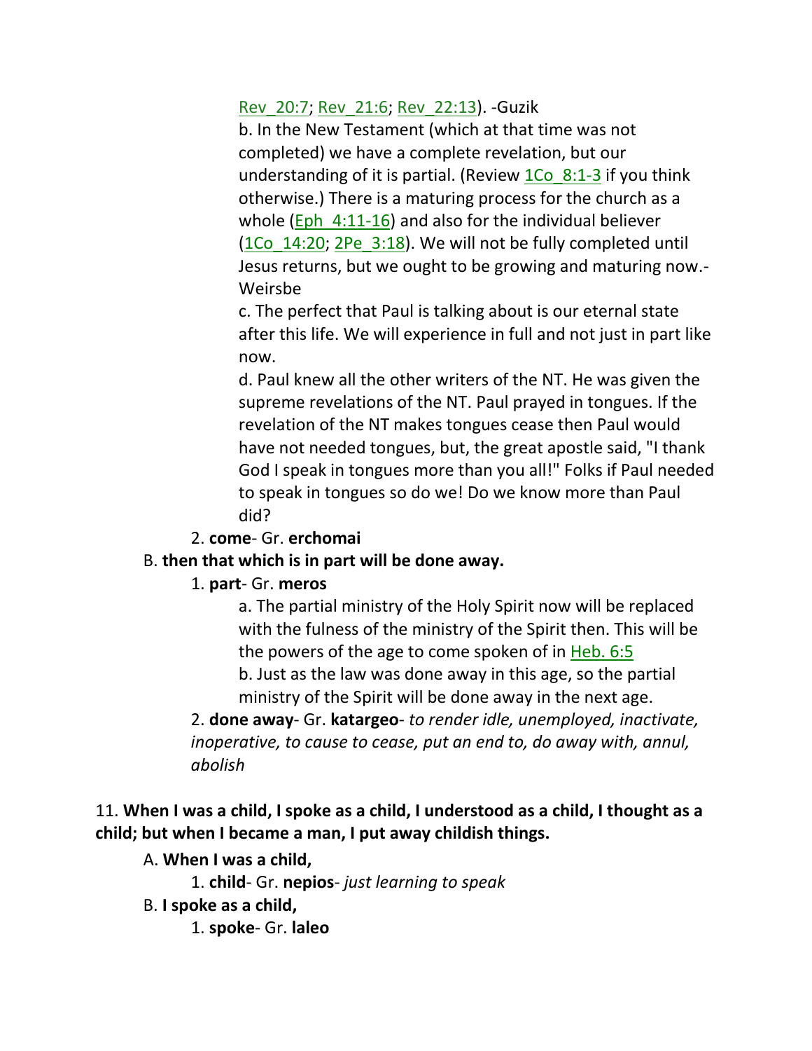Rev_20:7; Rev_21:6; Rev_22:13). -Guzik

b. In the New Testament (which at that time was not completed) we have a complete revelation, but our understanding of it is partial. (Review 1Co_8:1-3 if you think otherwise.) There is a maturing process for the church as a whole (Eph_4:11-16) and also for the individual believer (1Co_14:20; 2Pe_3:18). We will not be fully completed until Jesus returns, but we ought to be growing and maturing now.-Weirsbe

c. The perfect that Paul is talking about is our eternal state after this life. We will experience in full and not just in part like now.

d. Paul knew all the other writers of the NT. He was given the supreme revelations of the NT. Paul prayed in tongues. If the revelation of the NT makes tongues cease then Paul would have not needed tongues, but, the great apostle said, "I thank God I speak in tongues more than you all!" Folks if Paul needed to speak in tongues so do we! Do we know more than Paul did?

2. **come**- Gr. **erchomai**

B. **then that which is in part will be done away.**

1. **part**- Gr. **meros**

a. The partial ministry of the Holy Spirit now will be replaced with the fulness of the ministry of the Spirit then. This will be the powers of the age to come spoken of in Heb. 6:5

b. Just as the law was done away in this age, so the partial ministry of the Spirit will be done away in the next age.

2. **done away**- Gr. **katargeo**- *to render idle, unemployed, inactivate, inoperative, to cause to cease, put an end to, do away with, annul, abolish*

11. **When I was a child, I spoke as a child, I understood as a child, I thought as a child; but when I became a man, I put away childish things.**

A. **When I was a child,**

1. **child**- Gr. **nepios**- *just learning to speak*

B. **I spoke as a child,**

1. **spoke**- Gr. **laleo**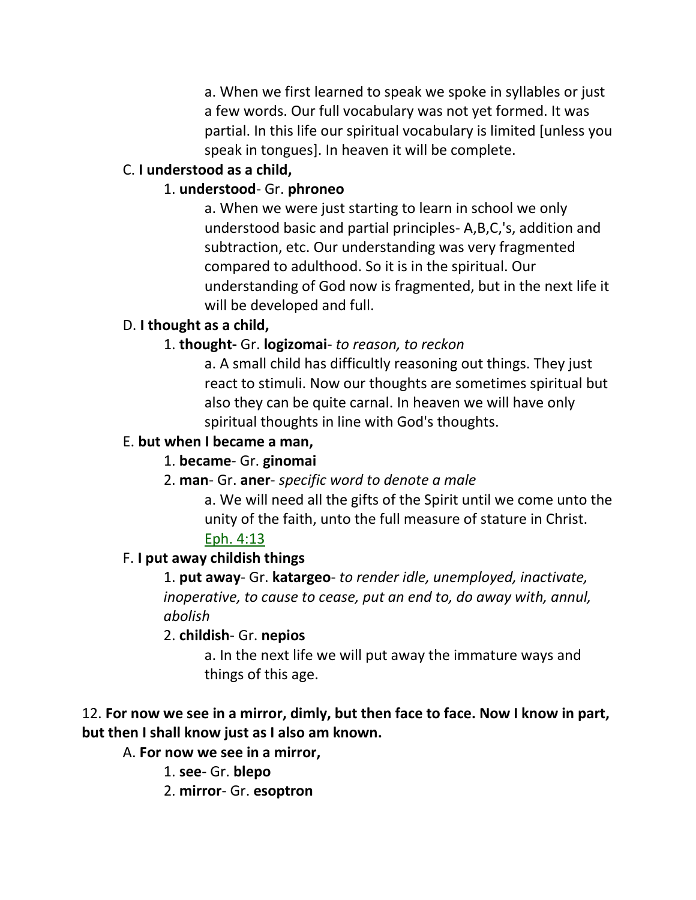a. When we first learned to speak we spoke in syllables or just a few words. Our full vocabulary was not yet formed. It was partial. In this life our spiritual vocabulary is limited [unless you speak in tongues]. In heaven it will be complete.

C. **I understood as a child,**

1. **understood**- Gr. **phroneo**

a. When we were just starting to learn in school we only understood basic and partial principles- A,B,C,'s, addition and subtraction, etc. Our understanding was very fragmented compared to adulthood. So it is in the spiritual. Our understanding of God now is fragmented, but in the next life it will be developed and full.

D. **I thought as a child,**

1. **thought-** Gr. **logizomai**- *to reason, to reckon*

a. A small child has difficultly reasoning out things. They just react to stimuli. Now our thoughts are sometimes spiritual but also they can be quite carnal. In heaven we will have only spiritual thoughts in line with God's thoughts.

E. **but when I became a man,**

1. **became**- Gr. **ginomai**

2. **man**- Gr. **aner**- *specific word to denote a male*

a. We will need all the gifts of the Spirit until we come unto the unity of the faith, unto the full measure of stature in Christ. Eph. 4:13

F. **I put away childish things**

1. **put away**- Gr. **katargeo**- *to render idle, unemployed, inactivate, inoperative, to cause to cease, put an end to, do away with, annul, abolish*

2. **childish**- Gr. **nepios**

a. In the next life we will put away the immature ways and things of this age.

12. **For now we see in a mirror, dimly, but then face to face. Now I know in part, but then I shall know just as I also am known.**

A. **For now we see in a mirror,**

1. **see**- Gr. **blepo**

2. **mirror**- Gr. **esoptron**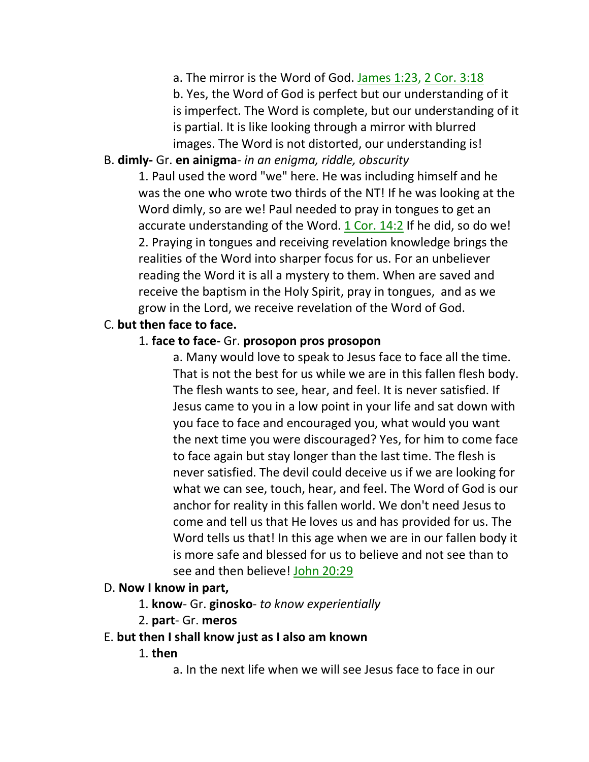a. The mirror is the Word of God. James 1:23, 2 Cor. 3:18

b. Yes, the Word of God is perfect but our understanding of it is imperfect. The Word is complete, but our understanding of it is partial. It is like looking through a mirror with blurred images. The Word is not distorted, our understanding is!

B. **dimly-** Gr. **en ainigma**- *in an enigma, riddle, obscurity*

1. Paul used the word "we" here. He was including himself and he was the one who wrote two thirds of the NT! If he was looking at the Word dimly, so are we! Paul needed to pray in tongues to get an accurate understanding of the Word. 1 Cor. 14:2 If he did, so do we!

2. Praying in tongues and receiving revelation knowledge brings the realities of the Word into sharper focus for us. For an unbeliever reading the Word it is all a mystery to them. When are saved and receive the baptism in the Holy Spirit, pray in tongues, and as we grow in the Lord, we receive revelation of the Word of God.

C. **but then face to face.**

1. **face to face-** Gr. **prosopon pros prosopon**

a. Many would love to speak to Jesus face to face all the time. That is not the best for us while we are in this fallen flesh body. The flesh wants to see, hear, and feel. It is never satisfied. If Jesus came to you in a low point in your life and sat down with you face to face and encouraged you, what would you want the next time you were discouraged? Yes, for him to come face to face again but stay longer than the last time. The flesh is never satisfied. The devil could deceive us if we are looking for what we can see, touch, hear, and feel. The Word of God is our anchor for reality in this fallen world. We don't need Jesus to come and tell us that He loves us and has provided for us. The Word tells us that! In this age when we are in our fallen body it is more safe and blessed for us to believe and not see than to see and then believe! John 20:29

D. **Now I know in part,**

1. **know**- Gr. **ginosko**- *to know experientially*

2. **part**- Gr. **meros**

E. **but then I shall know just as I also am known**

1. **then**

a. In the next life when we will see Jesus face to face in our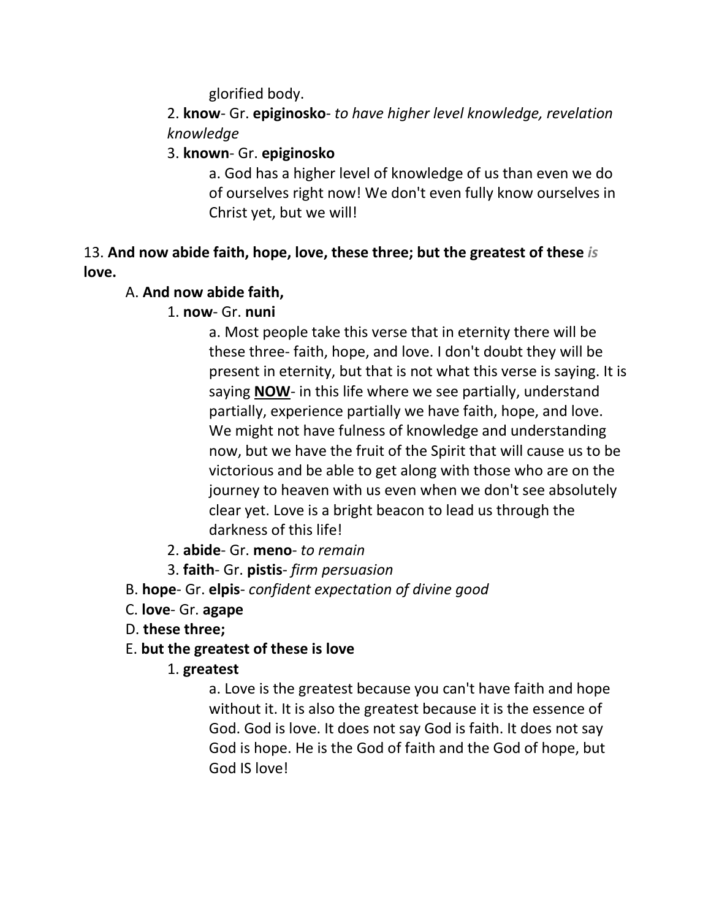glorified body.

2. **know**- Gr. **epiginosko**- *to have higher level knowledge, revelation knowledge*

3. **known**- Gr. **epiginosko**

a. God has a higher level of knowledge of us than even we do of ourselves right now! We don't even fully know ourselves in Christ yet, but we will!

13. **And now abide faith, hope, love, these three; but the greatest of these *is* love.**

A. **And now abide faith,**

1. **now**- Gr. **nuni**

a. Most people take this verse that in eternity there will be these three- faith, hope, and love. I don't doubt they will be present in eternity, but that is not what this verse is saying. It is saying **NOW**- in this life where we see partially, understand partially, experience partially we have faith, hope, and love. We might not have fulness of knowledge and understanding now, but we have the fruit of the Spirit that will cause us to be victorious and be able to get along with those who are on the journey to heaven with us even when we don't see absolutely clear yet. Love is a bright beacon to lead us through the darkness of this life!

2. **abide**- Gr. **meno**- *to remain*

3. **faith**- Gr. **pistis**- *firm persuasion*

B. **hope**- Gr. **elpis**- *confident expectation of divine good*

C. **love**- Gr. **agape**

D. **these three;**

E. **but the greatest of these is love**

1. **greatest**

a. Love is the greatest because you can't have faith and hope without it. It is also the greatest because it is the essence of God. God is love. It does not say God is faith. It does not say God is hope. He is the God of faith and the God of hope, but God IS love!